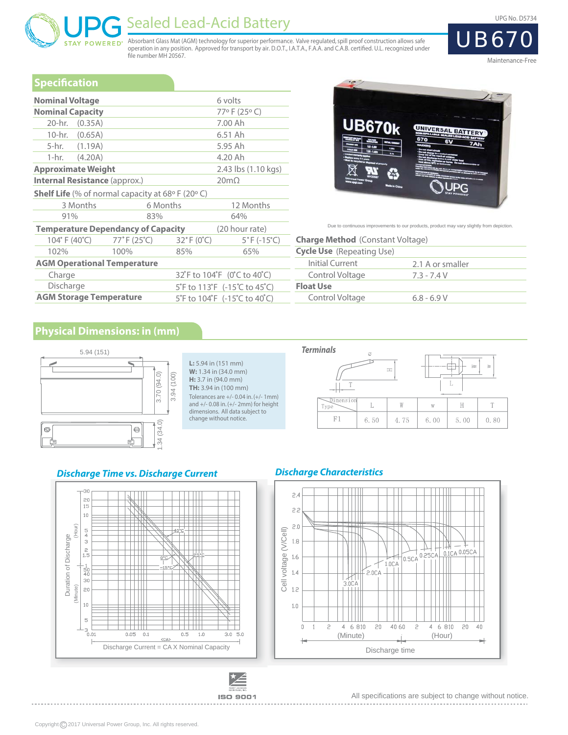# UPG Sealed Lead-Acid Battery

UPG No. D5734

## UB670

Maintenance-Free

Absorbant Glass Mat (AGM) technology for superior performance. Valve regulated, spill proof construction allows safe operation in any position. Approved for transport by air. D.O.T., I.A.T.A., F.A.A. and C.A.B. certified. U.L. recognized under file number MH 20567.

## Specification

| | |
|---|---|
| **Nominal Voltage** | 6 volts |
| **Nominal Capacity** | 77° F (25° C) |
| 20-hr. (0.35A) | 7.00 Ah |
| 10-hr. (0.65A) | 6.51 Ah |
| 5-hr. (1.19A) | 5.95 Ah |
| 1-hr. (4.20A) | 4.20 Ah |
| **Approximate Weight** | 2.43 lbs (1.10 kgs) |
| **Internal Resistance** (approx.) | 20mΩ |

**Shelf Life** (% of normal capacity at 68° F (20° C)

| 3 Months | 6 Months | 12 Months |
|---|---|---|
| 91% | 83% | 64% |

**Temperature Dependancy of Capacity** (20 hour rate)

| 104° F (40°C) | 77° F (25°C) | 32° F (0°C) | 5° F (-15°C) |
|---|---|---|---|
| 102% | 100% | 85% | 65% |

**AGM Operational Temperature**

| | |
|---|---|
| Charge | 32°F to 104°F (0°C to 40°C) |
| Discharge | 5°F to 113°F (-15°C to 45°C) |
| **AGM Storage Temperature** | 5°F to 104°F (-15°C to 40°C) |

Due to continuous improvements to our products, product may vary slightly from depiction.

**Charge Method** (Constant Voltage)

| | |
|---|---|
| **Cycle Use** (Repeating Use) | |
| Initial Current | 2.1 A or smaller |
| Control Voltage | 7.3 - 7.4 V |
| **Float Use** | |
| Control Voltage | 6.8 - 6.9 V |

## Physical Dimensions: in (mm)

5.94 (151) · 3.70 (94.0) · 3.94 (100) · 1.34 (34.0)

**L:** 5.94 in (151 mm)
**W:** 1.34 in (34.0 mm)
**H:** 3.7 in (94.0 mm)
**TH:** 3.94 in (100 mm)

Tolerances are +/- 0.04 in. (+/- 1mm) and +/- 0.08 in. (+/- 2mm) for height dimensions. All data subject to change without notice.

### Terminals

| Type \ Dimension | L | W | w | H | T |
|---|---|---|---|---|---|
| F1 | 6.50 | 4.75 | 6.00 | 5.00 | 0.80 |

### Discharge Time vs. Discharge Current

Duration of Discharge (Hour) / (Minute); Curves: 40°C, 25°C, 0°C, -15°C

Discharge Current = CA X Nominal Capacity

### Discharge Characteristics

Cell voltage (V/Cell); Curves: 3.0CA, 2.0CA, 1.0CA, 0.5CA, 0.25CA, 0.1CA, 0.05CA

Discharge time (Minute) (Hour)

ISO 9001

All specifications are subject to change without notice.

Copyright © 2017 Universal Power Group, Inc. All rights reserved.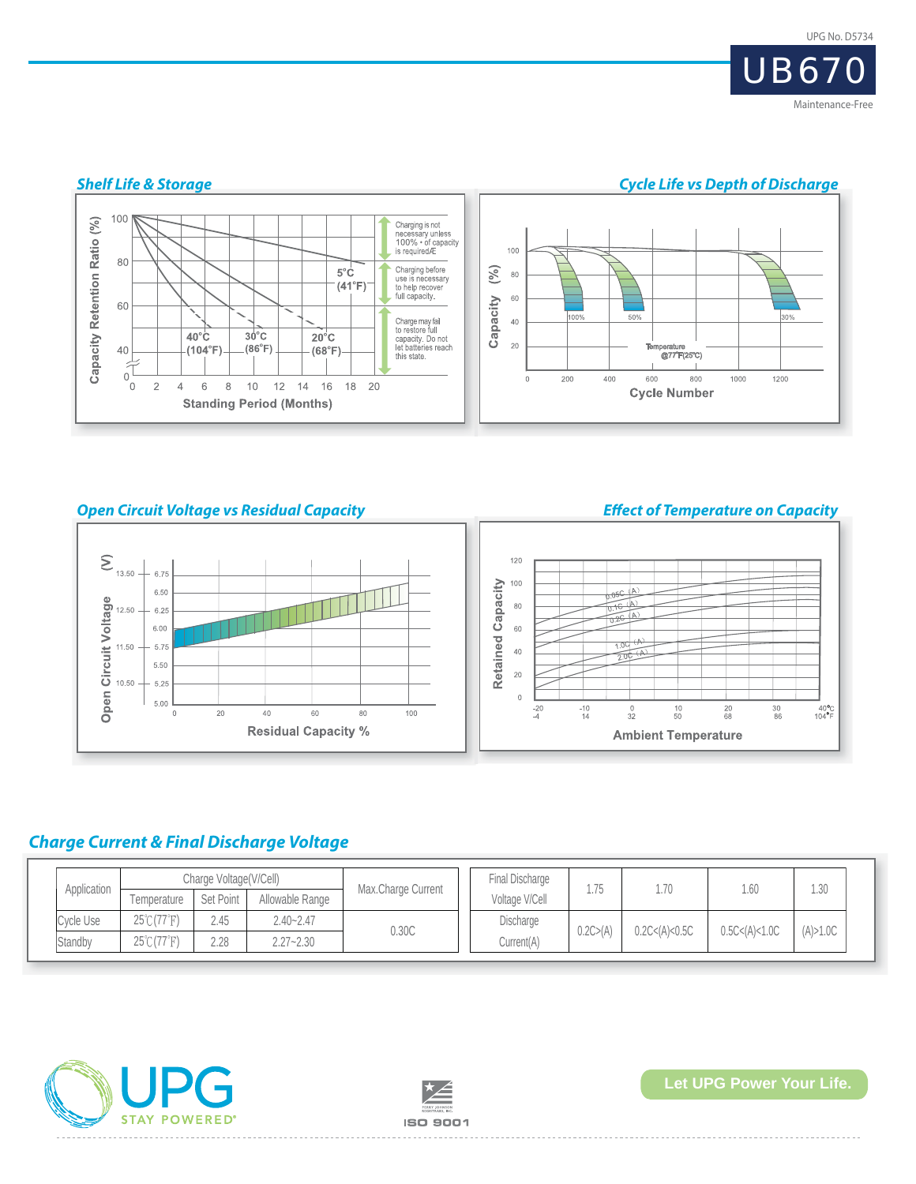UPG No. D5734

# UB670

Maintenance-Free

## Shelf Life & Storage

Capacity Retention Ratio (%)

100
80
60
40
0

0 2 4 6 8 10 12 14 16 18 20

Standing Period (Months)

5°C (41°F)

40°C (104°F)

30°C (86°F)

20°C (68°F)

Charging is not necessary unless 100% • of capacity is requiredÆ

Charging before use is necessary to help recover full capacity.

Charge may fail to restore full capacity. Do not let batteries reach this state.

## Cycle Life vs Depth of Discharge

Capacity (%)

100
80
60
40
20

0 200 400 600 800 1000 1200

Cycle Number

100%
50%
30%

Temperature @77°F(25°C)

## Open Circuit Voltage vs Residual Capacity

Open Circuit Voltage (V)

13.50 6.75
6.50
12.50 6.25
6.00
11.50 5.75
5.50
10.50 5.25
5.00

0 20 40 60 80 100

Residual Capacity %

## Effect of Temperature on Capacity

Retained Capacity

120
100
80
60
40
20
0

-20 -4
-10 14
0 32
10 50
20 68
30 86
40°C 104°F

Ambient Temperature

0.05C (A)
0.1C (A)
0.2C (A)
1.0C (A)
2.0C (A)

## Charge Current & Final Discharge Voltage

| Application | Charge Voltage(V/Cell) | | | Max.Charge Current |
|---|---|---|---|---|
| | Temperature | Set Point | Allowable Range | |
| Cycle Use | 25℃(77℉) | 2.45 | 2.40~2.47 | 0.30C |
| Standby | 25℃(77℉) | 2.28 | 2.27~2.30 | |

| Final Discharge Voltage V/Cell | 1.75 | 1.70 | 1.60 | 1.30 |
|---|---|---|---|---|
| Discharge Current(A) | 0.2C>(A) | 0.2C<(A)<0.5C | 0.5C<(A)<1.0C | (A)>1.0C |

UPG STAY POWERED®

ISO 9001

Let UPG Power Your Life.